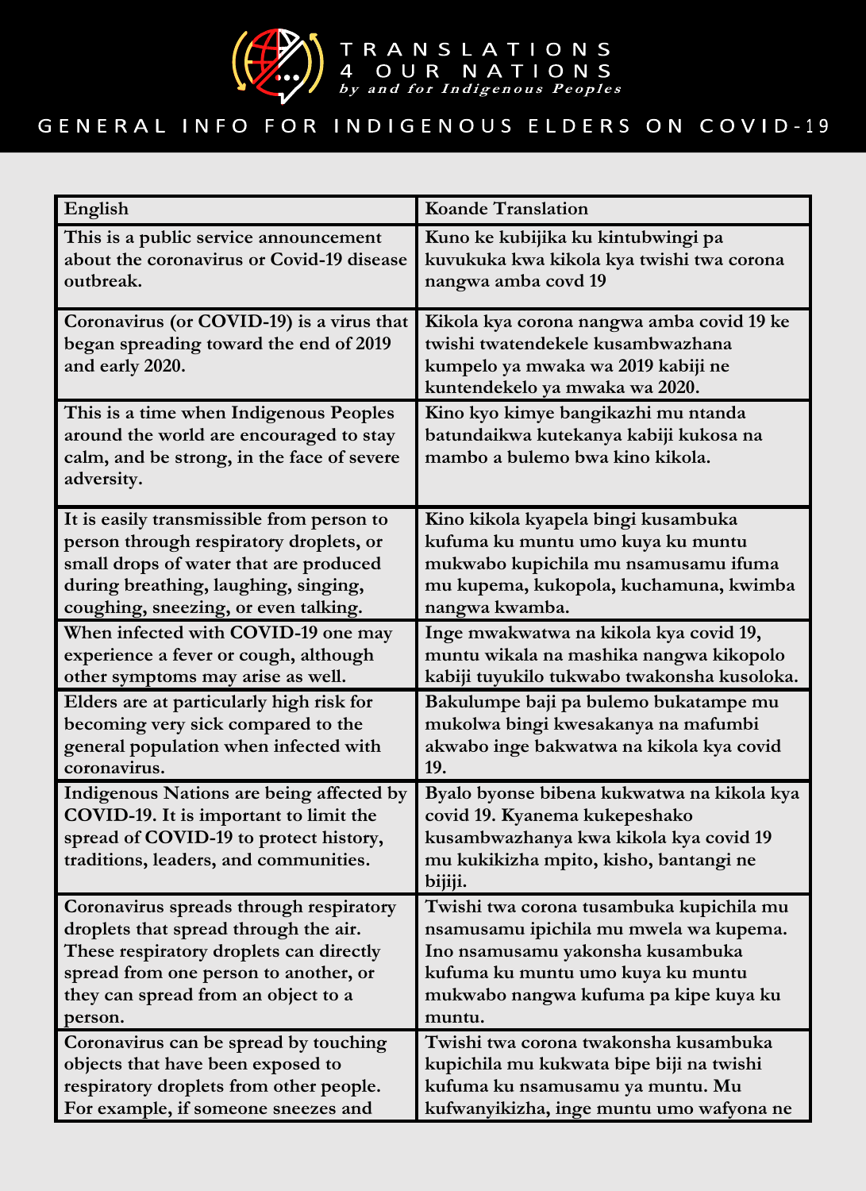# TRANSLATIONS 4 OUR NATIONS

*by and for Indigenous Peoples*

## GENERAL INFO FOR INDIGENOUS ELDERS ON COVID-19

| English | Koande Translation |
|---|---|
| This is a public service announcement about the coronavirus or Covid-19 disease outbreak. | Kuno ke kubijika ku kintubwingi pa kuvukuka kwa kikola kya twishi twa corona nangwa amba covd 19 |
| Coronavirus (or COVID-19) is a virus that began spreading toward the end of 2019 and early 2020. | Kikola kya corona nangwa amba covid 19 ke twishi twatendekele kusambwazhana kumpelo ya mwaka wa 2019 kabiji ne kuntendekelo ya mwaka wa 2020. |
| This is a time when Indigenous Peoples around the world are encouraged to stay calm, and be strong, in the face of severe adversity. | Kino kyo kimye bangikazhi mu ntanda batundaikwa kutekanya kabiji kukosa na mambo a bulemo bwa kino kikola. |
| It is easily transmissible from person to person through respiratory droplets, or small drops of water that are produced during breathing, laughing, singing, coughing, sneezing, or even talking. | Kino kikola kyapela bingi kusambuka kufuma ku muntu umo kuya ku muntu mukwabo kupichila mu nsamusamu ifuma mu kupema, kukopola, kuchamuna, kwimba nangwa kwamba. |
| When infected with COVID-19 one may experience a fever or cough, although other symptoms may arise as well. | Inge mwakwatwa na kikola kya covid 19, muntu wikala na mashika nangwa kikopolo kabiji tuyukilo tukwabo twakonsha kusoloka. |
| Elders are at particularly high risk for becoming very sick compared to the general population when infected with coronavirus. | Bakulumpe baji pa bulemo bukatampe mu mukolwa bingi kwesakanya na mafumbi akwabo inge bakwatwa na kikola kya covid 19. |
| Indigenous Nations are being affected by COVID-19. It is important to limit the spread of COVID-19 to protect history, traditions, leaders, and communities. | Byalo byonse bibena kukwatwa na kikola kya covid 19. Kyanema kukepeshako kusambwazhanya kwa kikola kya covid 19 mu kukikizha mpito, kisho, bantangi ne bijiji. |
| Coronavirus spreads through respiratory droplets that spread through the air. These respiratory droplets can directly spread from one person to another, or they can spread from an object to a person. | Twishi twa corona tusambuka kupichila mu nsamusamu ipichila mu mwela wa kupema. Ino nsamusamu yakonsha kusambuka kufuma ku muntu umo kuya ku muntu mukwabo nangwa kufuma pa kipe kuya ku muntu. |
| Coronavirus can be spread by touching objects that have been exposed to respiratory droplets from other people. For example, if someone sneezes and | Twishi twa corona twakonsha kusambuka kupichila mu kukwata bipe biji na twishi kufuma ku nsamusamu ya muntu. Mu kufwanyikizha, inge muntu umo wafyona ne |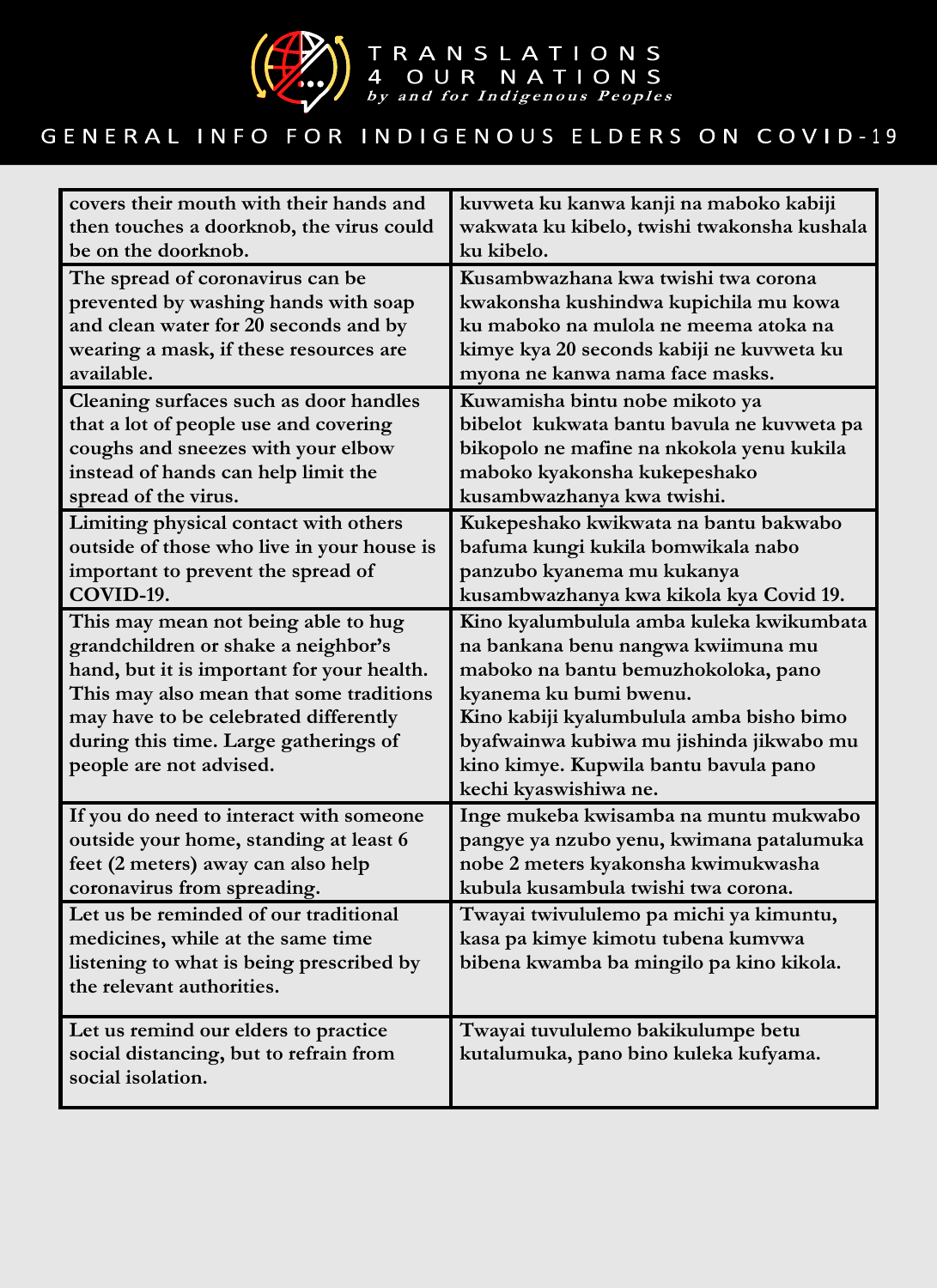TRANSLATIONS 4 OUR NATIONS
*by and for Indigenous Peoples*

GENERAL INFO FOR INDIGENOUS ELDERS ON COVID-19

| | |
|---|---|
| covers their mouth with their hands and then touches a doorknob, the virus could be on the doorknob. | kuvweta ku kanwa kanji na maboko kabiji wakwata ku kibelo, twishi twakonsha kushala ku kibelo. |
| The spread of coronavirus can be prevented by washing hands with soap and clean water for 20 seconds and by wearing a mask, if these resources are available. | Kusambwazhana kwa twishi twa corona kwakonsha kushindwa kupichila mu kowa ku maboko na mulola ne meema atoka na kimye kya 20 seconds kabiji ne kuvweta ku myona ne kanwa nama face masks. |
| Cleaning surfaces such as door handles that a lot of people use and covering coughs and sneezes with your elbow instead of hands can help limit the spread of the virus. | Kuwamisha bintu nobe mikoto ya bibelot kukwata bantu bavula ne kuvweta pa bikopolo ne mafine na nkokola yenu kukila maboko kyakonsha kukepeshako kusambwazhanya kwa twishi. |
| Limiting physical contact with others outside of those who live in your house is important to prevent the spread of COVID-19. | Kukepeshako kwikwata na bantu bakwabo bafuma kungi kukila bomwikala nabo panzubo kyanema mu kukanya kusambwazhanya kwa kikola kya Covid 19. |
| This may mean not being able to hug grandchildren or shake a neighbor's hand, but it is important for your health. This may also mean that some traditions may have to be celebrated differently during this time. Large gatherings of people are not advised. | Kino kyalumbulula amba kuleka kwikumbata na bankana benu nangwa kwiimuna mu maboko na bantu bemuzhokoloka, pano kyanema ku bumi bwenu. Kino kabiji kyalumbulula amba bisho bimo byafwainwa kubiwa mu jishinda jikwabo mu kino kimye. Kupwila bantu bavula pano kechi kyaswishiwa ne. |
| If you do need to interact with someone outside your home, standing at least 6 feet (2 meters) away can also help coronavirus from spreading. | Inge mukeba kwisamba na muntu mukwabo pangye ya nzubo yenu, kwimana patalumuka nobe 2 meters kyakonsha kwimukwasha kubula kusambula twishi twa corona. |
| Let us be reminded of our traditional medicines, while at the same time listening to what is being prescribed by the relevant authorities. | Twayai twivululemo pa michi ya kimuntu, kasa pa kimye kimotu tubena kumvwa bibena kwamba ba mingilo pa kino kikola. |
| Let us remind our elders to practice social distancing, but to refrain from social isolation. | Twayai tuvululemo bakikulumpe betu kutalumuka, pano bino kuleka kufyama. |